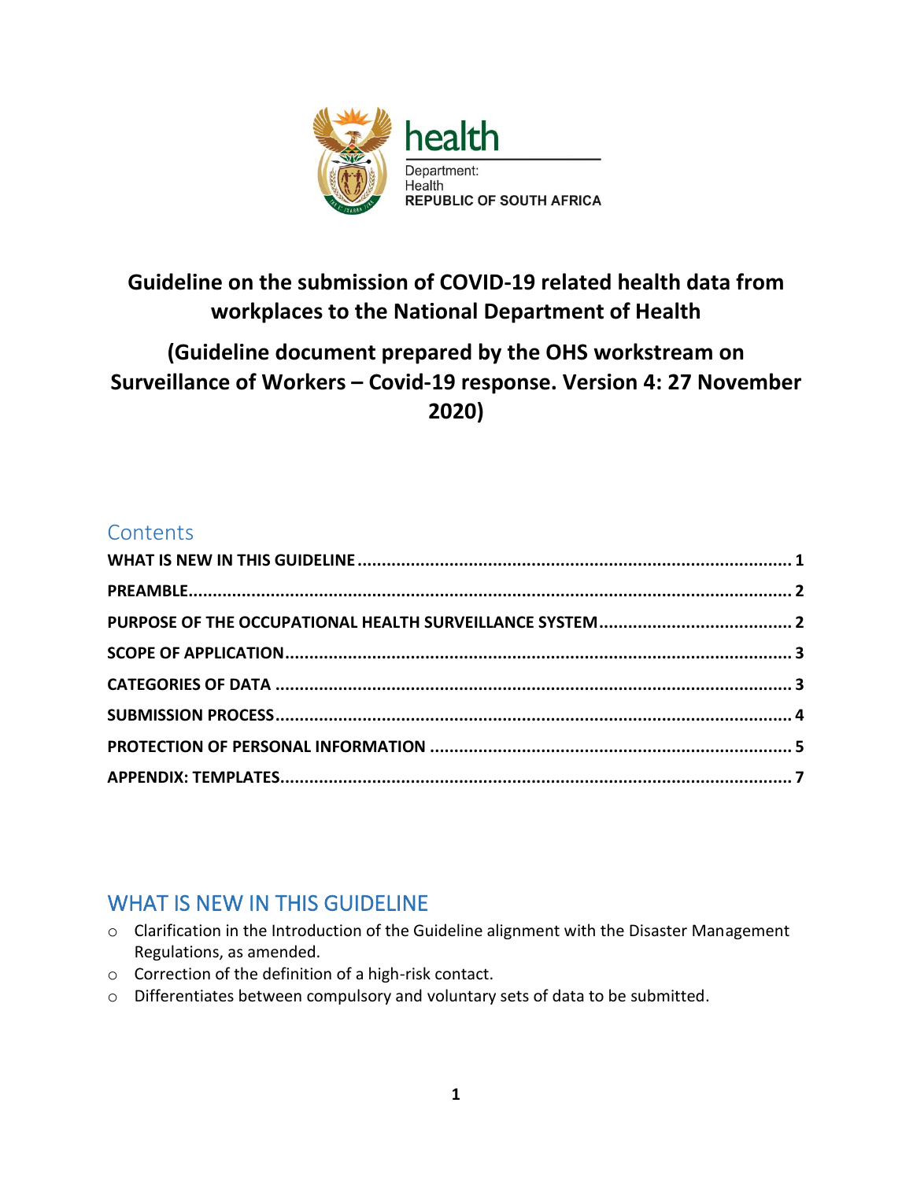health

Department:
Health
REPUBLIC OF SOUTH AFRICA

# Guideline on the submission of COVID-19 related health data from workplaces to the National Department of Health

## (Guideline document prepared by the OHS workstream on Surveillance of Workers – Covid-19 response. Version 4: 27 November 2020)

## Contents

**WHAT IS NEW IN THIS GUIDELINE** .......... 1
**PREAMBLE** .......... 2
**PURPOSE OF THE OCCUPATIONAL HEALTH SURVEILLANCE SYSTEM** .......... 2
**SCOPE OF APPLICATION** .......... 3
**CATEGORIES OF DATA** .......... 3
**SUBMISSION PROCESS** .......... 4
**PROTECTION OF PERSONAL INFORMATION** .......... 5
**APPENDIX: TEMPLATES** .......... 7

## WHAT IS NEW IN THIS GUIDELINE

- Clarification in the Introduction of the Guideline alignment with the Disaster Management Regulations, as amended.
- Correction of the definition of a high-risk contact.
- Differentiates between compulsory and voluntary sets of data to be submitted.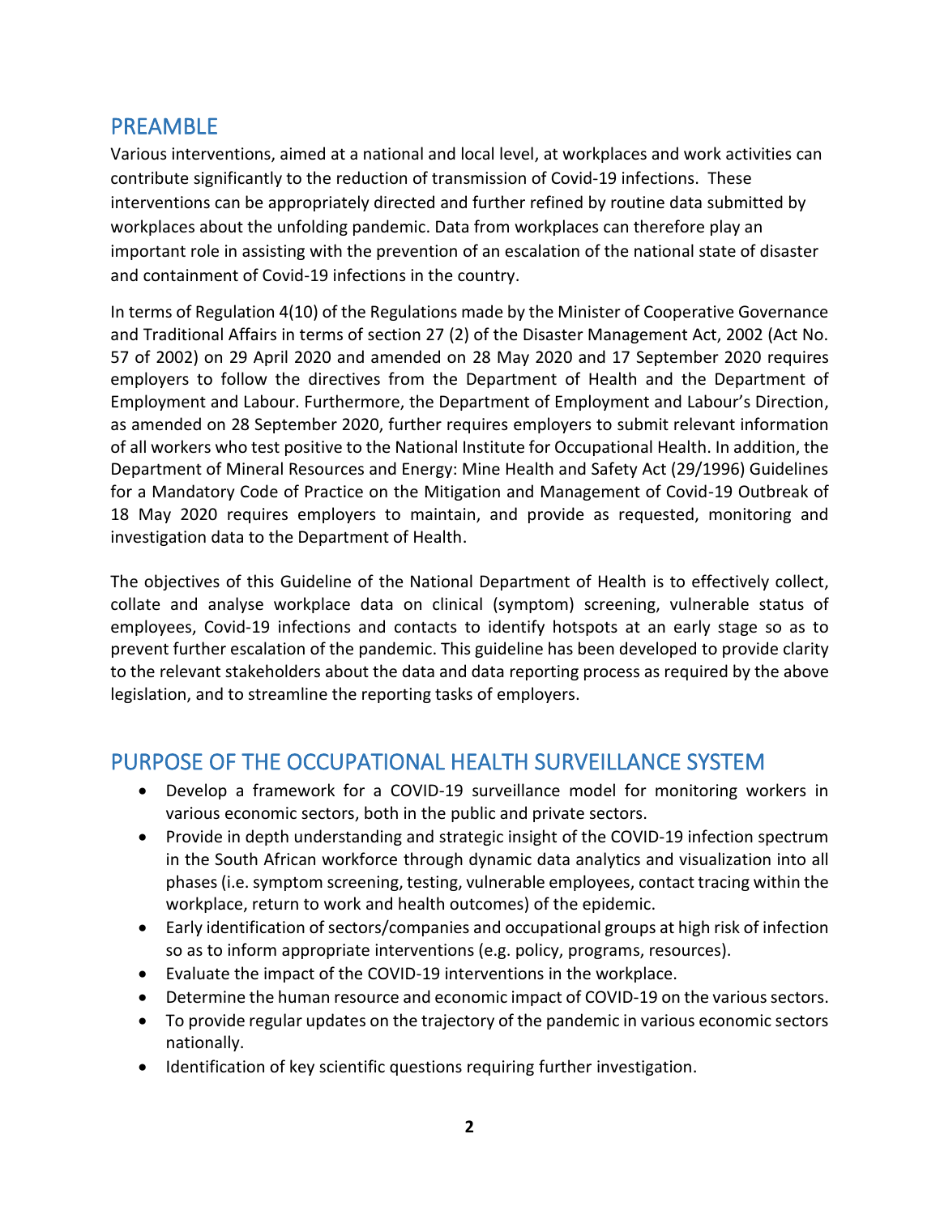## PREAMBLE

Various interventions, aimed at a national and local level, at workplaces and work activities can contribute significantly to the reduction of transmission of Covid-19 infections. These interventions can be appropriately directed and further refined by routine data submitted by workplaces about the unfolding pandemic. Data from workplaces can therefore play an important role in assisting with the prevention of an escalation of the national state of disaster and containment of Covid-19 infections in the country.

In terms of Regulation 4(10) of the Regulations made by the Minister of Cooperative Governance and Traditional Affairs in terms of section 27 (2) of the Disaster Management Act, 2002 (Act No. 57 of 2002) on 29 April 2020 and amended on 28 May 2020 and 17 September 2020 requires employers to follow the directives from the Department of Health and the Department of Employment and Labour. Furthermore, the Department of Employment and Labour's Direction, as amended on 28 September 2020, further requires employers to submit relevant information of all workers who test positive to the National Institute for Occupational Health. In addition, the Department of Mineral Resources and Energy: Mine Health and Safety Act (29/1996) Guidelines for a Mandatory Code of Practice on the Mitigation and Management of Covid-19 Outbreak of 18 May 2020 requires employers to maintain, and provide as requested, monitoring and investigation data to the Department of Health.

The objectives of this Guideline of the National Department of Health is to effectively collect, collate and analyse workplace data on clinical (symptom) screening, vulnerable status of employees, Covid-19 infections and contacts to identify hotspots at an early stage so as to prevent further escalation of the pandemic. This guideline has been developed to provide clarity to the relevant stakeholders about the data and data reporting process as required by the above legislation, and to streamline the reporting tasks of employers.

## PURPOSE OF THE OCCUPATIONAL HEALTH SURVEILLANCE SYSTEM

- Develop a framework for a COVID-19 surveillance model for monitoring workers in various economic sectors, both in the public and private sectors.
- Provide in depth understanding and strategic insight of the COVID-19 infection spectrum in the South African workforce through dynamic data analytics and visualization into all phases (i.e. symptom screening, testing, vulnerable employees, contact tracing within the workplace, return to work and health outcomes) of the epidemic.
- Early identification of sectors/companies and occupational groups at high risk of infection so as to inform appropriate interventions (e.g. policy, programs, resources).
- Evaluate the impact of the COVID-19 interventions in the workplace.
- Determine the human resource and economic impact of COVID-19 on the various sectors.
- To provide regular updates on the trajectory of the pandemic in various economic sectors nationally.
- Identification of key scientific questions requiring further investigation.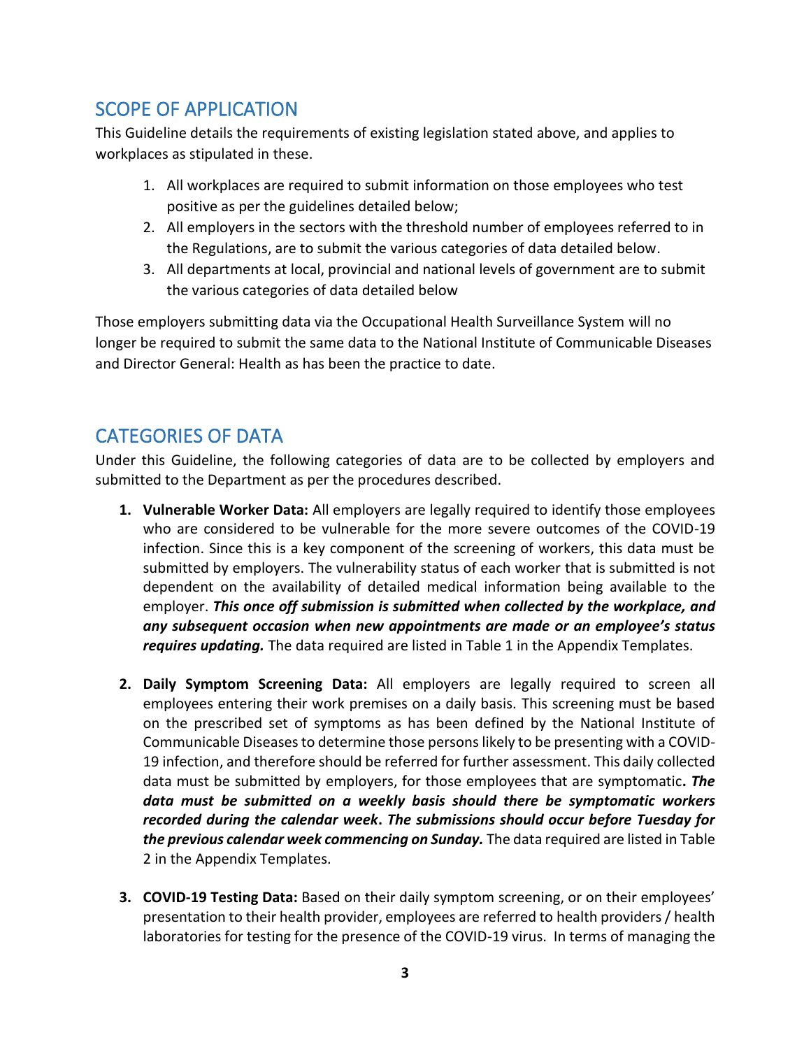## SCOPE OF APPLICATION

This Guideline details the requirements of existing legislation stated above, and applies to workplaces as stipulated in these.

1. All workplaces are required to submit information on those employees who test positive as per the guidelines detailed below;
2. All employers in the sectors with the threshold number of employees referred to in the Regulations, are to submit the various categories of data detailed below.
3. All departments at local, provincial and national levels of government are to submit the various categories of data detailed below

Those employers submitting data via the Occupational Health Surveillance System will no longer be required to submit the same data to the National Institute of Communicable Diseases and Director General: Health as has been the practice to date.

## CATEGORIES OF DATA

Under this Guideline, the following categories of data are to be collected by employers and submitted to the Department as per the procedures described.

1. **Vulnerable Worker Data:** All employers are legally required to identify those employees who are considered to be vulnerable for the more severe outcomes of the COVID-19 infection. Since this is a key component of the screening of workers, this data must be submitted by employers. The vulnerability status of each worker that is submitted is not dependent on the availability of detailed medical information being available to the employer. ***This once off submission is submitted when collected by the workplace, and any subsequent occasion when new appointments are made or an employee's status requires updating.*** The data required are listed in Table 1 in the Appendix Templates.

2. **Daily Symptom Screening Data:** All employers are legally required to screen all employees entering their work premises on a daily basis. This screening must be based on the prescribed set of symptoms as has been defined by the National Institute of Communicable Diseases to determine those persons likely to be presenting with a COVID-19 infection, and therefore should be referred for further assessment. This daily collected data must be submitted by employers, for those employees that are symptomatic**.** ***The data must be submitted on a weekly basis should there be symptomatic workers recorded during the calendar week*****.** ***The submissions should occur before Tuesday for the previous calendar week commencing on Sunday.*** The data required are listed in Table 2 in the Appendix Templates.

3. **COVID-19 Testing Data:** Based on their daily symptom screening, or on their employees' presentation to their health provider, employees are referred to health providers / health laboratories for testing for the presence of the COVID-19 virus. In terms of managing the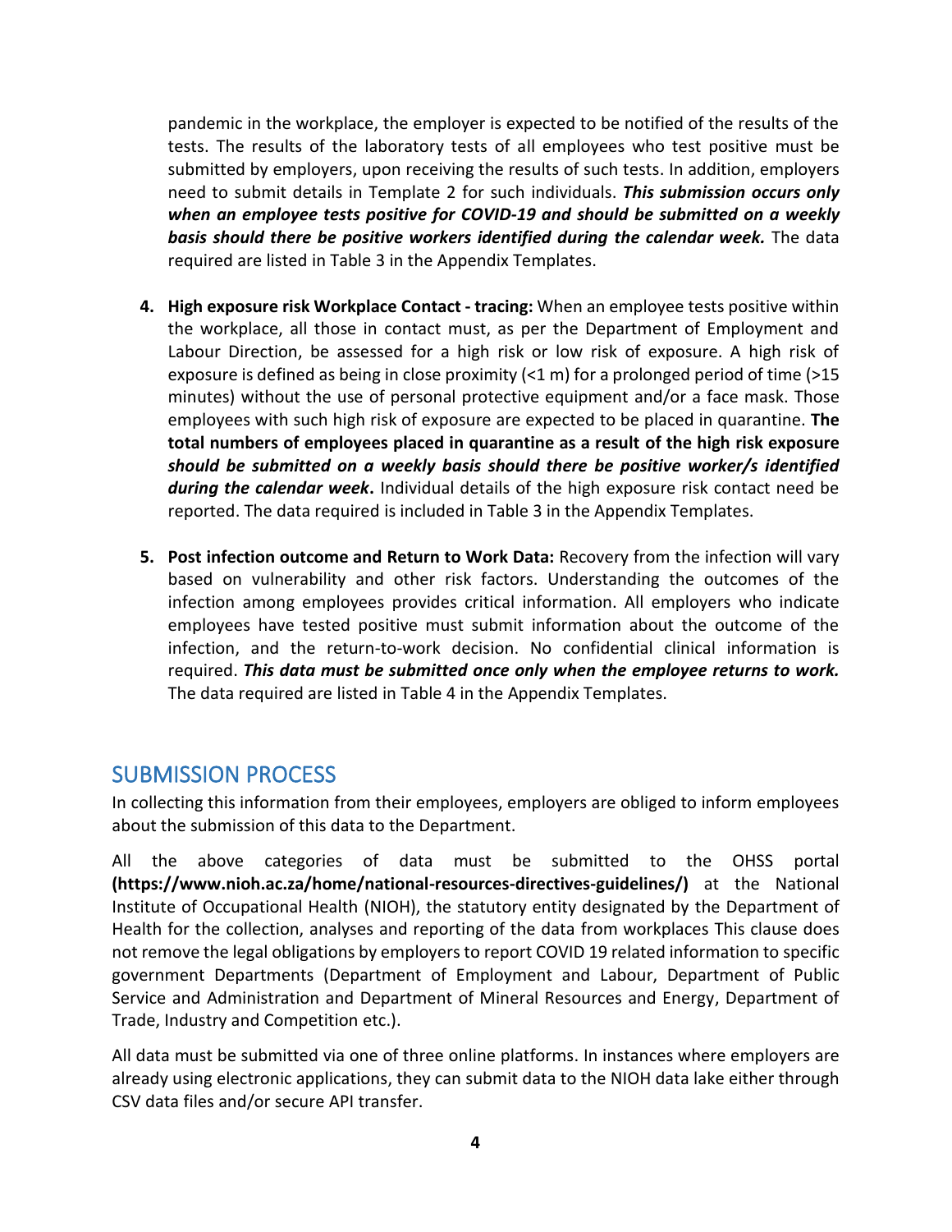pandemic in the workplace, the employer is expected to be notified of the results of the tests. The results of the laboratory tests of all employees who test positive must be submitted by employers, upon receiving the results of such tests. In addition, employers need to submit details in Template 2 for such individuals. ***This submission occurs only when an employee tests positive for COVID-19 and should be submitted on a weekly basis should there be positive workers identified during the calendar week.*** The data required are listed in Table 3 in the Appendix Templates.

4. **High exposure risk Workplace Contact - tracing:** When an employee tests positive within the workplace, all those in contact must, as per the Department of Employment and Labour Direction, be assessed for a high risk or low risk of exposure. A high risk of exposure is defined as being in close proximity (<1 m) for a prolonged period of time (>15 minutes) without the use of personal protective equipment and/or a face mask. Those employees with such high risk of exposure are expected to be placed in quarantine. **The total numbers of employees placed in quarantine as a result of the high risk exposure *should be submitted on a weekly basis should there be positive worker/s identified during the calendar week*.** Individual details of the high exposure risk contact need be reported. The data required is included in Table 3 in the Appendix Templates.

5. **Post infection outcome and Return to Work Data:** Recovery from the infection will vary based on vulnerability and other risk factors. Understanding the outcomes of the infection among employees provides critical information. All employers who indicate employees have tested positive must submit information about the outcome of the infection, and the return-to-work decision. No confidential clinical information is required. ***This data must be submitted once only when the employee returns to work.*** The data required are listed in Table 4 in the Appendix Templates.

## SUBMISSION PROCESS

In collecting this information from their employees, employers are obliged to inform employees about the submission of this data to the Department.

All the above categories of data must be submitted to the OHSS portal **(https://www.nioh.ac.za/home/national-resources-directives-guidelines/)** at the National Institute of Occupational Health (NIOH), the statutory entity designated by the Department of Health for the collection, analyses and reporting of the data from workplaces This clause does not remove the legal obligations by employers to report COVID 19 related information to specific government Departments (Department of Employment and Labour, Department of Public Service and Administration and Department of Mineral Resources and Energy, Department of Trade, Industry and Competition etc.).

All data must be submitted via one of three online platforms. In instances where employers are already using electronic applications, they can submit data to the NIOH data lake either through CSV data files and/or secure API transfer.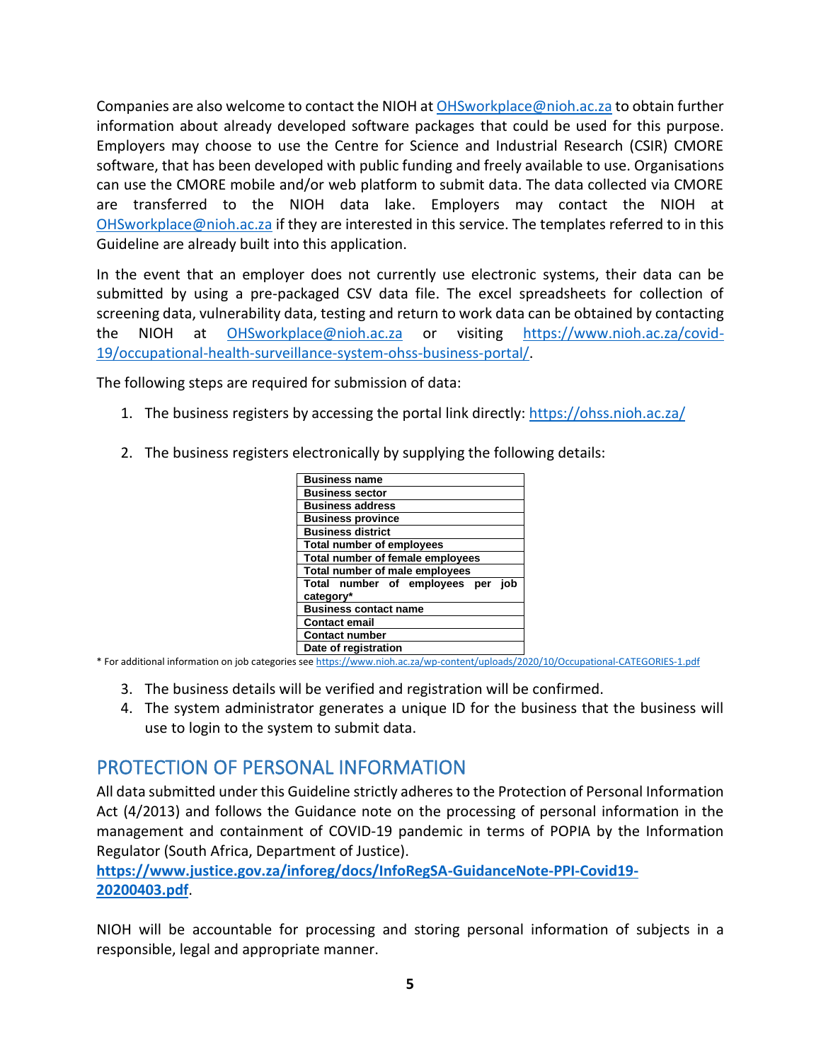Companies are also welcome to contact the NIOH at OHSworkplace@nioh.ac.za to obtain further information about already developed software packages that could be used for this purpose. Employers may choose to use the Centre for Science and Industrial Research (CSIR) CMORE software, that has been developed with public funding and freely available to use. Organisations can use the CMORE mobile and/or web platform to submit data. The data collected via CMORE are transferred to the NIOH data lake. Employers may contact the NIOH at OHSworkplace@nioh.ac.za if they are interested in this service. The templates referred to in this Guideline are already built into this application.

In the event that an employer does not currently use electronic systems, their data can be submitted by using a pre-packaged CSV data file. The excel spreadsheets for collection of screening data, vulnerability data, testing and return to work data can be obtained by contacting the NIOH at OHSworkplace@nioh.ac.za or visiting https://www.nioh.ac.za/covid-19/occupational-health-surveillance-system-ohss-business-portal/.

The following steps are required for submission of data:

1. The business registers by accessing the portal link directly: https://ohss.nioh.ac.za/

2. The business registers electronically by supplying the following details:

| **Business name** |
|---|
| **Business sector** |
| **Business address** |
| **Business province** |
| **Business district** |
| **Total number of employees** |
| **Total number of female employees** |
| **Total number of male employees** |
| **Total number of employees per job category*** |
| **Business contact name** |
| **Contact email** |
| **Contact number** |
| **Date of registration** |

\* For additional information on job categories see https://www.nioh.ac.za/wp-content/uploads/2020/10/Occupational-CATEGORIES-1.pdf

3. The business details will be verified and registration will be confirmed.
4. The system administrator generates a unique ID for the business that the business will use to login to the system to submit data.

## PROTECTION OF PERSONAL INFORMATION

All data submitted under this Guideline strictly adheres to the Protection of Personal Information Act (4/2013) and follows the Guidance note on the processing of personal information in the management and containment of COVID-19 pandemic in terms of POPIA by the Information Regulator (South Africa, Department of Justice). **https://www.justice.gov.za/inforeg/docs/InfoRegSA-GuidanceNote-PPI-Covid19-20200403.pdf**.

NIOH will be accountable for processing and storing personal information of subjects in a responsible, legal and appropriate manner.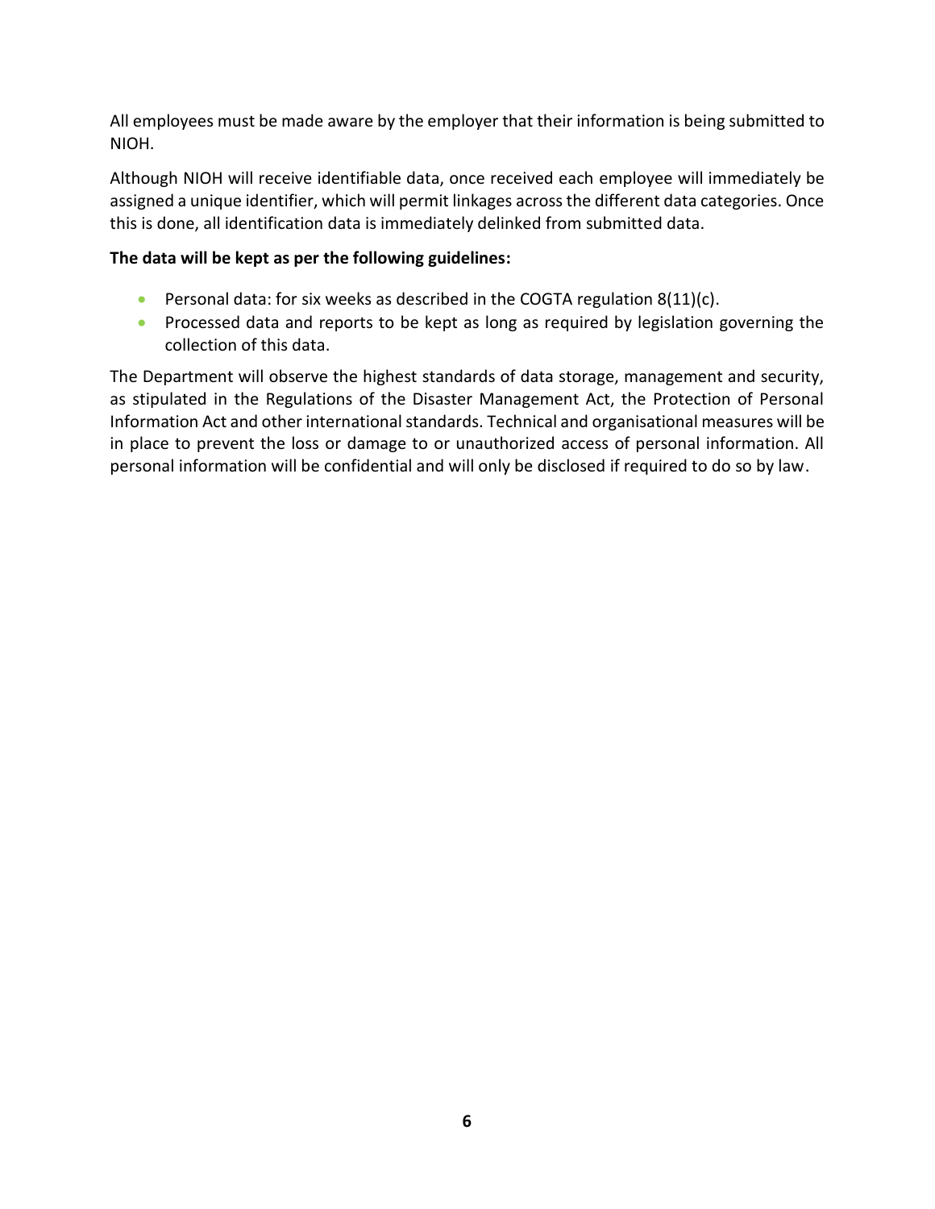All employees must be made aware by the employer that their information is being submitted to NIOH.

Although NIOH will receive identifiable data, once received each employee will immediately be assigned a unique identifier, which will permit linkages across the different data categories. Once this is done, all identification data is immediately delinked from submitted data.

**The data will be kept as per the following guidelines:**

- Personal data: for six weeks as described in the COGTA regulation 8(11)(c).
- Processed data and reports to be kept as long as required by legislation governing the collection of this data.

The Department will observe the highest standards of data storage, management and security, as stipulated in the Regulations of the Disaster Management Act, the Protection of Personal Information Act and other international standards. Technical and organisational measures will be in place to prevent the loss or damage to or unauthorized access of personal information. All personal information will be confidential and will only be disclosed if required to do so by law.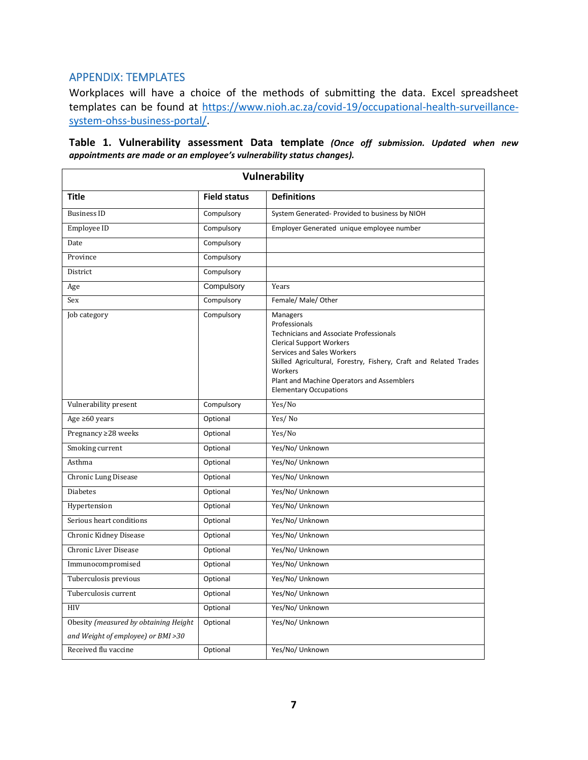## APPENDIX: TEMPLATES

Workplaces will have a choice of the methods of submitting the data. Excel spreadsheet templates can be found at https://www.nioh.ac.za/covid-19/occupational-health-surveillance-system-ohss-business-portal/.

**Table 1. Vulnerability assessment Data template** ***(Once off submission. Updated when new appointments are made or an employee's vulnerability status changes).***

| Vulnerability | | |
|---|---|---|
| **Title** | **Field status** | **Definitions** |
| Business ID | Compulsory | System Generated- Provided to business by NIOH |
| Employee ID | Compulsory | Employer Generated unique employee number |
| Date | Compulsory | |
| Province | Compulsory | |
| District | Compulsory | |
| Age | Compulsory | Years |
| Sex | Compulsory | Female/ Male/ Other |
| Job category | Compulsory | Managers<br>Professionals<br>Technicians and Associate Professionals<br>Clerical Support Workers<br>Services and Sales Workers<br>Skilled Agricultural, Forestry, Fishery, Craft and Related Trades Workers<br>Plant and Machine Operators and Assemblers<br>Elementary Occupations |
| Vulnerability present | Compulsory | Yes/No |
| Age ≥60 years | Optional | Yes/ No |
| Pregnancy ≥28 weeks | Optional | Yes/No |
| Smoking current | Optional | Yes/No/ Unknown |
| Asthma | Optional | Yes/No/ Unknown |
| Chronic Lung Disease | Optional | Yes/No/ Unknown |
| Diabetes | Optional | Yes/No/ Unknown |
| Hypertension | Optional | Yes/No/ Unknown |
| Serious heart conditions | Optional | Yes/No/ Unknown |
| Chronic Kidney Disease | Optional | Yes/No/ Unknown |
| Chronic Liver Disease | Optional | Yes/No/ Unknown |
| Immunocompromised | Optional | Yes/No/ Unknown |
| Tuberculosis previous | Optional | Yes/No/ Unknown |
| Tuberculosis current | Optional | Yes/No/ Unknown |
| HIV | Optional | Yes/No/ Unknown |
| Obesity *(measured by obtaining Height and Weight of employee) or BMI >30* | Optional | Yes/No/ Unknown |
| Received flu vaccine | Optional | Yes/No/ Unknown |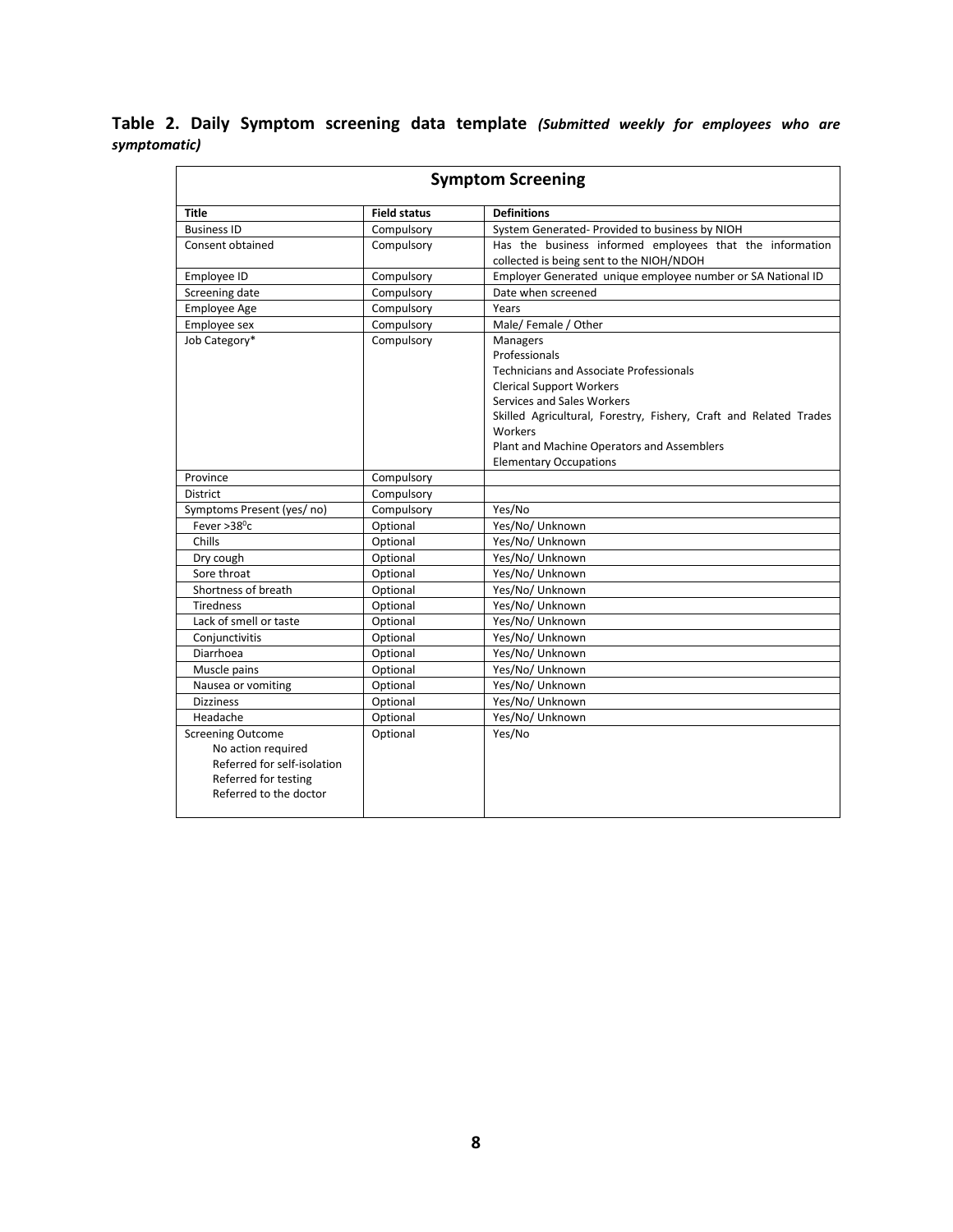**Table 2. Daily Symptom screening data template** ***(Submitted weekly for employees who are symptomatic)***

| Symptom Screening | | |
|---|---|---|
| **Title** | **Field status** | **Definitions** |
| Business ID | Compulsory | System Generated- Provided to business by NIOH |
| Consent obtained | Compulsory | Has the business informed employees that the information collected is being sent to the NIOH/NDOH |
| Employee ID | Compulsory | Employer Generated unique employee number or SA National ID |
| Screening date | Compulsory | Date when screened |
| Employee Age | Compulsory | Years |
| Employee sex | Compulsory | Male/ Female / Other |
| Job Category* | Compulsory | Managers<br>Professionals<br>Technicians and Associate Professionals<br>Clerical Support Workers<br>Services and Sales Workers<br>Skilled Agricultural, Forestry, Fishery, Craft and Related Trades Workers<br>Plant and Machine Operators and Assemblers<br>Elementary Occupations |
| Province | Compulsory | |
| District | Compulsory | |
| Symptoms Present (yes/ no) | Compulsory | Yes/No |
| Fever >38$^{0}$c | Optional | Yes/No/ Unknown |
| Chills | Optional | Yes/No/ Unknown |
| Dry cough | Optional | Yes/No/ Unknown |
| Sore throat | Optional | Yes/No/ Unknown |
| Shortness of breath | Optional | Yes/No/ Unknown |
| Tiredness | Optional | Yes/No/ Unknown |
| Lack of smell or taste | Optional | Yes/No/ Unknown |
| Conjunctivitis | Optional | Yes/No/ Unknown |
| Diarrhoea | Optional | Yes/No/ Unknown |
| Muscle pains | Optional | Yes/No/ Unknown |
| Nausea or vomiting | Optional | Yes/No/ Unknown |
| Dizziness | Optional | Yes/No/ Unknown |
| Headache | Optional | Yes/No/ Unknown |
| Screening Outcome<br>No action required<br>Referred for self-isolation<br>Referred for testing<br>Referred to the doctor | Optional | Yes/No |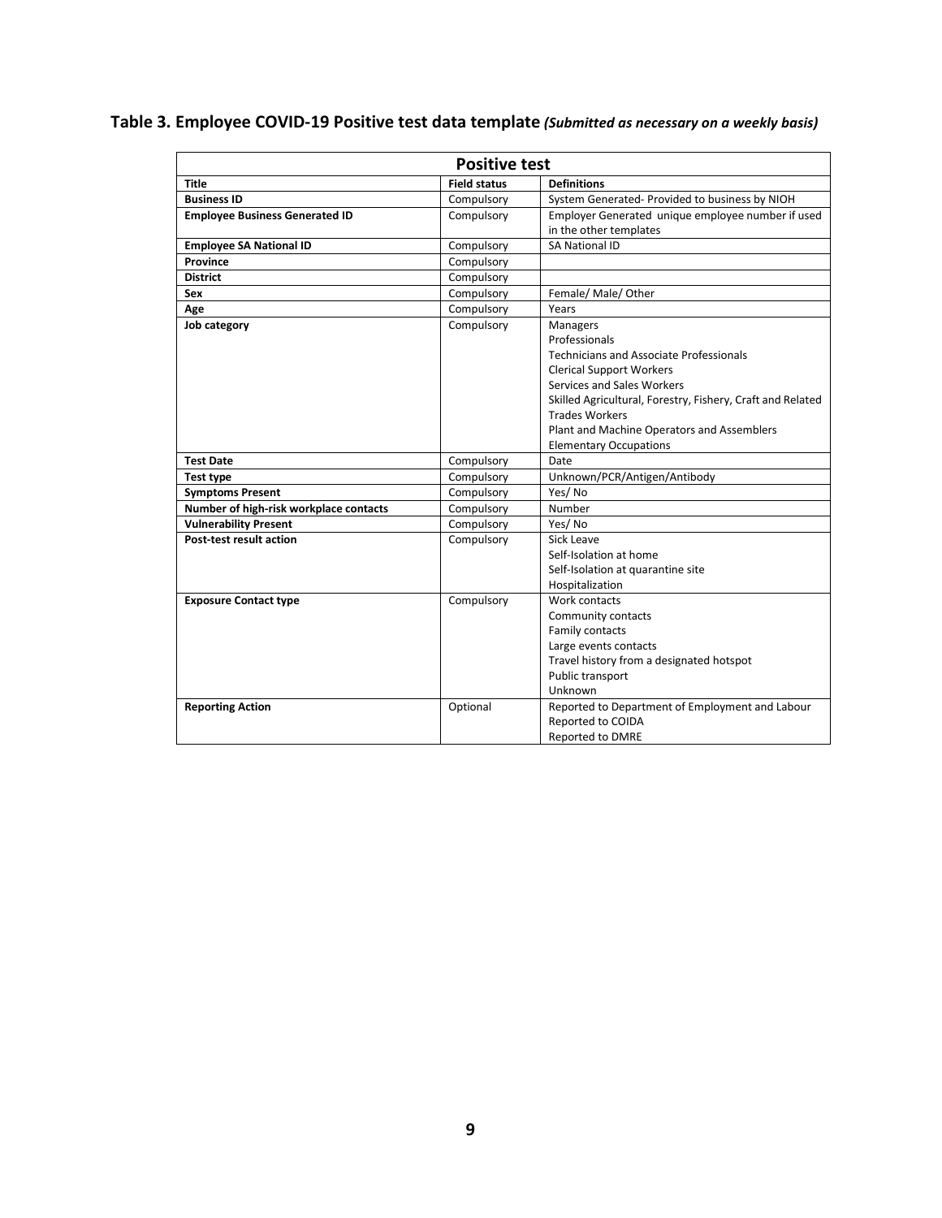## Table 3. Employee COVID-19 Positive test data template *(Submitted as necessary on a weekly basis)*

| Positive test | | |
|---|---|---|
| **Title** | **Field status** | **Definitions** |
| **Business ID** | Compulsory | System Generated- Provided to business by NIOH |
| **Employee Business Generated ID** | Compulsory | Employer Generated unique employee number if used in the other templates |
| **Employee SA National ID** | Compulsory | SA National ID |
| **Province** | Compulsory | |
| **District** | Compulsory | |
| **Sex** | Compulsory | Female/ Male/ Other |
| **Age** | Compulsory | Years |
| **Job category** | Compulsory | Managers<br>Professionals<br>Technicians and Associate Professionals<br>Clerical Support Workers<br>Services and Sales Workers<br>Skilled Agricultural, Forestry, Fishery, Craft and Related Trades Workers<br>Plant and Machine Operators and Assemblers<br>Elementary Occupations |
| **Test Date** | Compulsory | Date |
| **Test type** | Compulsory | Unknown/PCR/Antigen/Antibody |
| **Symptoms Present** | Compulsory | Yes/ No |
| **Number of high-risk workplace contacts** | Compulsory | Number |
| **Vulnerability Present** | Compulsory | Yes/ No |
| **Post-test result action** | Compulsory | Sick Leave<br>Self-Isolation at home<br>Self-Isolation at quarantine site<br>Hospitalization |
| **Exposure Contact type** | Compulsory | Work contacts<br>Community contacts<br>Family contacts<br>Large events contacts<br>Travel history from a designated hotspot<br>Public transport<br>Unknown |
| **Reporting Action** | Optional | Reported to Department of Employment and Labour<br>Reported to COIDA<br>Reported to DMRE |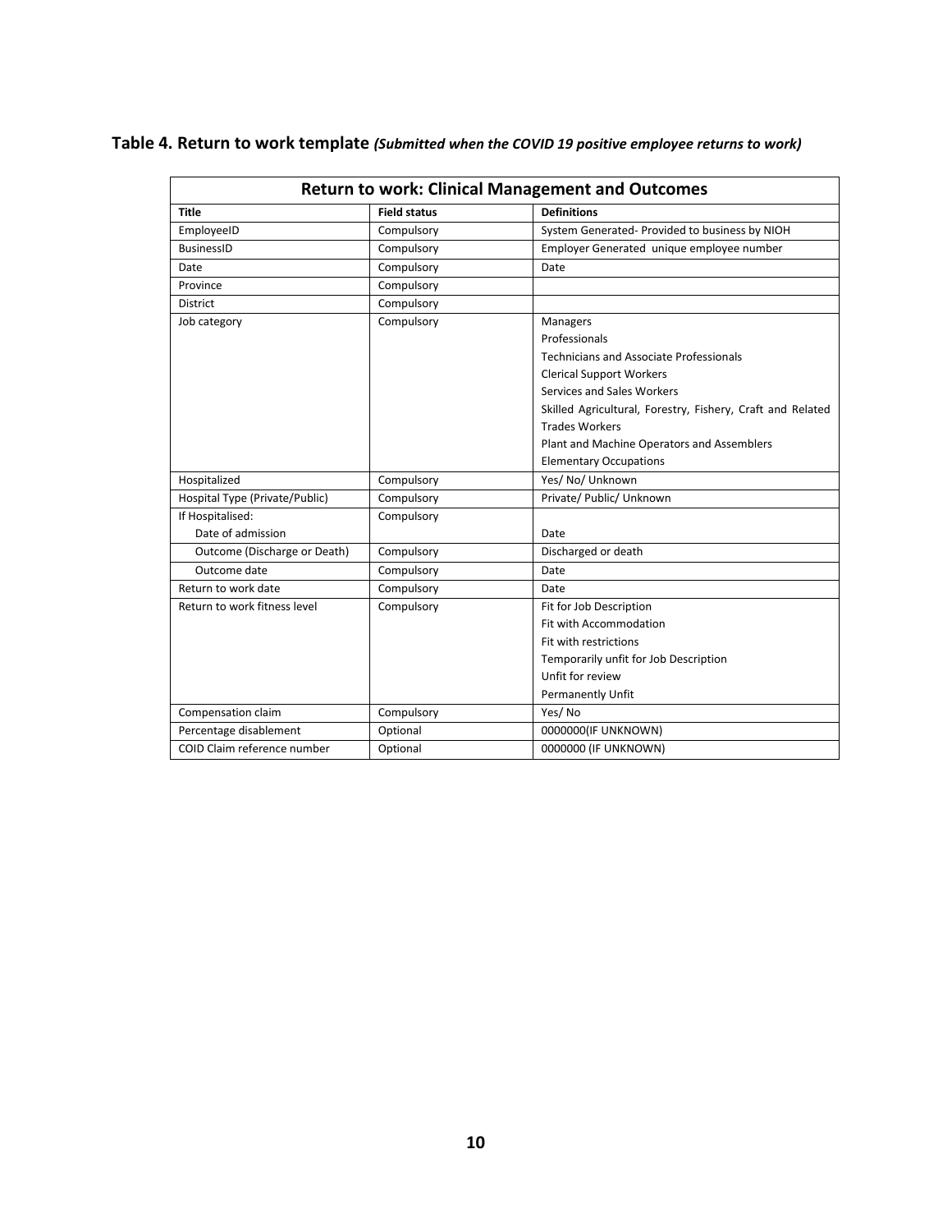**Table 4. Return to work template** ***(Submitted when the COVID 19 positive employee returns to work)***

| Return to work: Clinical Management and Outcomes | | |
|---|---|---|
| **Title** | **Field status** | **Definitions** |
| EmployeeID | Compulsory | System Generated- Provided to business by NIOH |
| BusinessID | Compulsory | Employer Generated unique employee number |
| Date | Compulsory | Date |
| Province | Compulsory | |
| District | Compulsory | |
| Job category | Compulsory | Managers<br>Professionals<br>Technicians and Associate Professionals<br>Clerical Support Workers<br>Services and Sales Workers<br>Skilled Agricultural, Forestry, Fishery, Craft and Related Trades Workers<br>Plant and Machine Operators and Assemblers<br>Elementary Occupations |
| Hospitalized | Compulsory | Yes/ No/ Unknown |
| Hospital Type (Private/Public) | Compulsory | Private/ Public/ Unknown |
| If Hospitalised:<br>Date of admission | Compulsory | <br>Date |
| Outcome (Discharge or Death) | Compulsory | Discharged or death |
| Outcome date | Compulsory | Date |
| Return to work date | Compulsory | Date |
| Return to work fitness level | Compulsory | Fit for Job Description<br>Fit with Accommodation<br>Fit with restrictions<br>Temporarily unfit for Job Description<br>Unfit for review<br>Permanently Unfit |
| Compensation claim | Compulsory | Yes/ No |
| Percentage disablement | Optional | 0000000(IF UNKNOWN) |
| COID Claim reference number | Optional | 0000000 (IF UNKNOWN) |